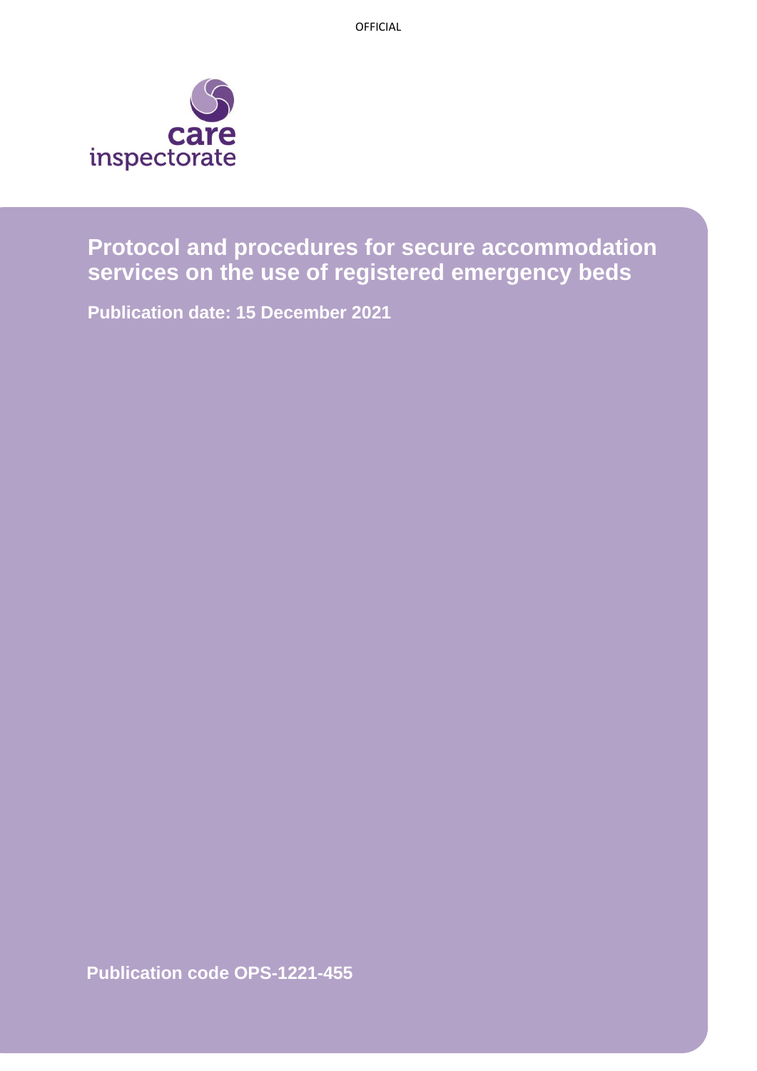OFFICIAL

care inspectorate

# Protocol and procedures for secure accommodation services on the use of registered emergency beds

**Publication date: 15 December 2021**

**Publication code OPS-1221-455**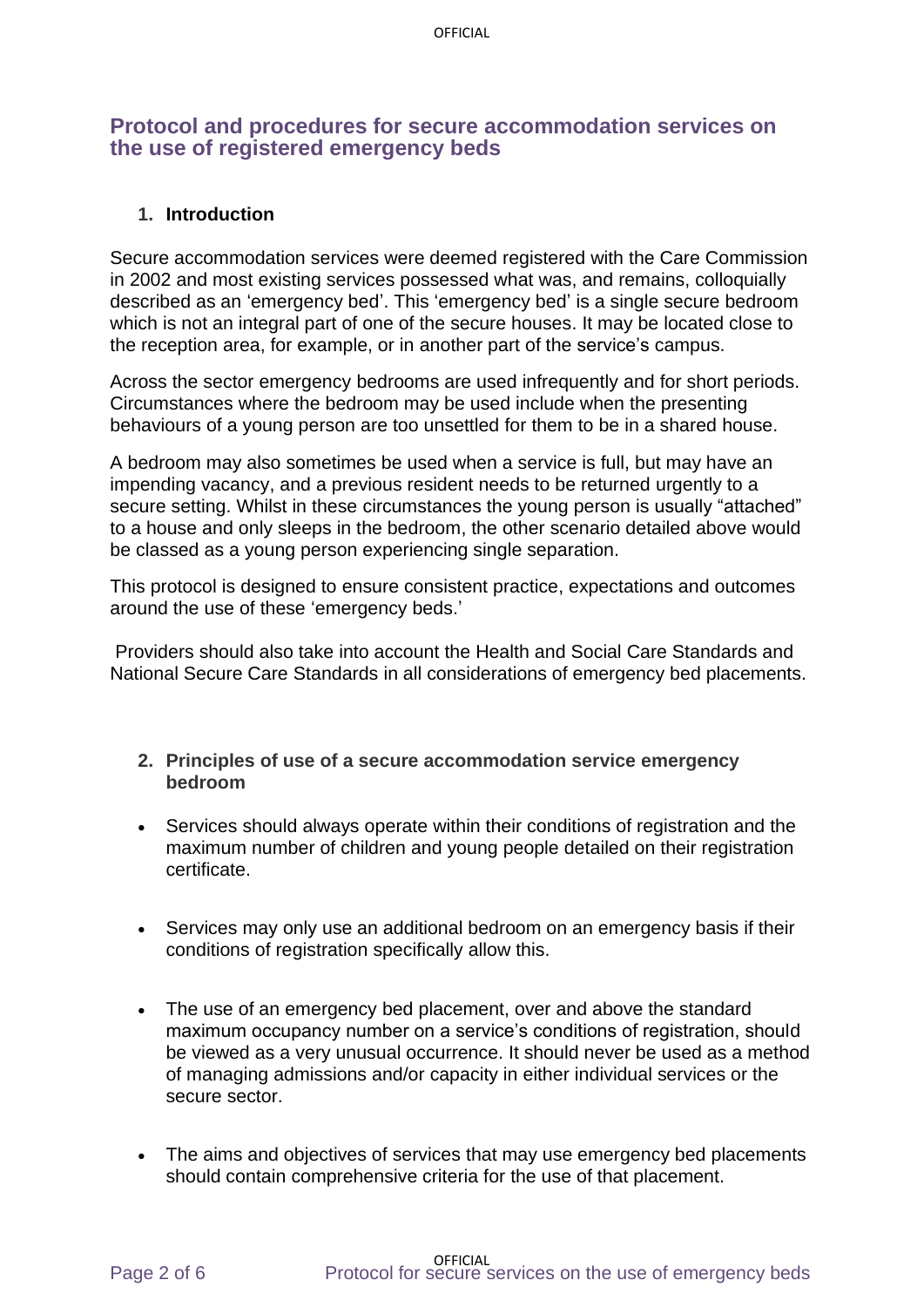# Protocol and procedures for secure accommodation services on the use of registered emergency beds

## 1. Introduction

Secure accommodation services were deemed registered with the Care Commission in 2002 and most existing services possessed what was, and remains, colloquially described as an 'emergency bed'. This 'emergency bed' is a single secure bedroom which is not an integral part of one of the secure houses. It may be located close to the reception area, for example, or in another part of the service's campus.

Across the sector emergency bedrooms are used infrequently and for short periods. Circumstances where the bedroom may be used include when the presenting behaviours of a young person are too unsettled for them to be in a shared house.

A bedroom may also sometimes be used when a service is full, but may have an impending vacancy, and a previous resident needs to be returned urgently to a secure setting. Whilst in these circumstances the young person is usually "attached" to a house and only sleeps in the bedroom, the other scenario detailed above would be classed as a young person experiencing single separation.

This protocol is designed to ensure consistent practice, expectations and outcomes around the use of these 'emergency beds.'

Providers should also take into account the Health and Social Care Standards and National Secure Care Standards in all considerations of emergency bed placements.

## 2. Principles of use of a secure accommodation service emergency bedroom

- Services should always operate within their conditions of registration and the maximum number of children and young people detailed on their registration certificate.
- Services may only use an additional bedroom on an emergency basis if their conditions of registration specifically allow this.
- The use of an emergency bed placement, over and above the standard maximum occupancy number on a service's conditions of registration, should be viewed as a very unusual occurrence. It should never be used as a method of managing admissions and/or capacity in either individual services or the secure sector.
- The aims and objectives of services that may use emergency bed placements should contain comprehensive criteria for the use of that placement.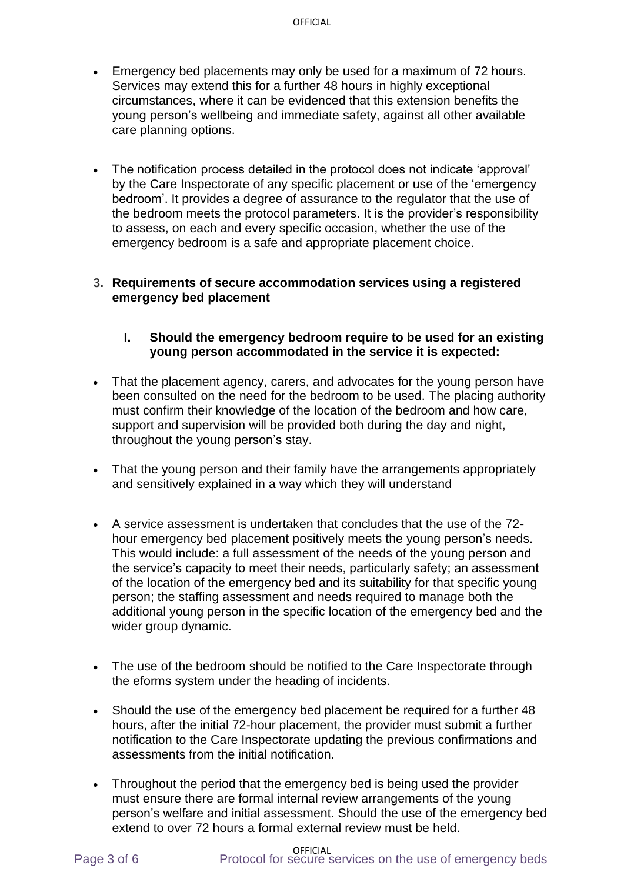- Emergency bed placements may only be used for a maximum of 72 hours. Services may extend this for a further 48 hours in highly exceptional circumstances, where it can be evidenced that this extension benefits the young person's wellbeing and immediate safety, against all other available care planning options.

- The notification process detailed in the protocol does not indicate 'approval' by the Care Inspectorate of any specific placement or use of the 'emergency bedroom'. It provides a degree of assurance to the regulator that the use of the bedroom meets the protocol parameters. It is the provider's responsibility to assess, on each and every specific occasion, whether the use of the emergency bedroom is a safe and appropriate placement choice.

## 3. Requirements of secure accommodation services using a registered emergency bed placement

### I. Should the emergency bedroom require to be used for an existing young person accommodated in the service it is expected:

- That the placement agency, carers, and advocates for the young person have been consulted on the need for the bedroom to be used. The placing authority must confirm their knowledge of the location of the bedroom and how care, support and supervision will be provided both during the day and night, throughout the young person's stay.

- That the young person and their family have the arrangements appropriately and sensitively explained in a way which they will understand

- A service assessment is undertaken that concludes that the use of the 72-hour emergency bed placement positively meets the young person's needs. This would include: a full assessment of the needs of the young person and the service's capacity to meet their needs, particularly safety; an assessment of the location of the emergency bed and its suitability for that specific young person; the staffing assessment and needs required to manage both the additional young person in the specific location of the emergency bed and the wider group dynamic.

- The use of the bedroom should be notified to the Care Inspectorate through the eforms system under the heading of incidents.

- Should the use of the emergency bed placement be required for a further 48 hours, after the initial 72-hour placement, the provider must submit a further notification to the Care Inspectorate updating the previous confirmations and assessments from the initial notification.

- Throughout the period that the emergency bed is being used the provider must ensure there are formal internal review arrangements of the young person's welfare and initial assessment. Should the use of the emergency bed extend to over 72 hours a formal external review must be held.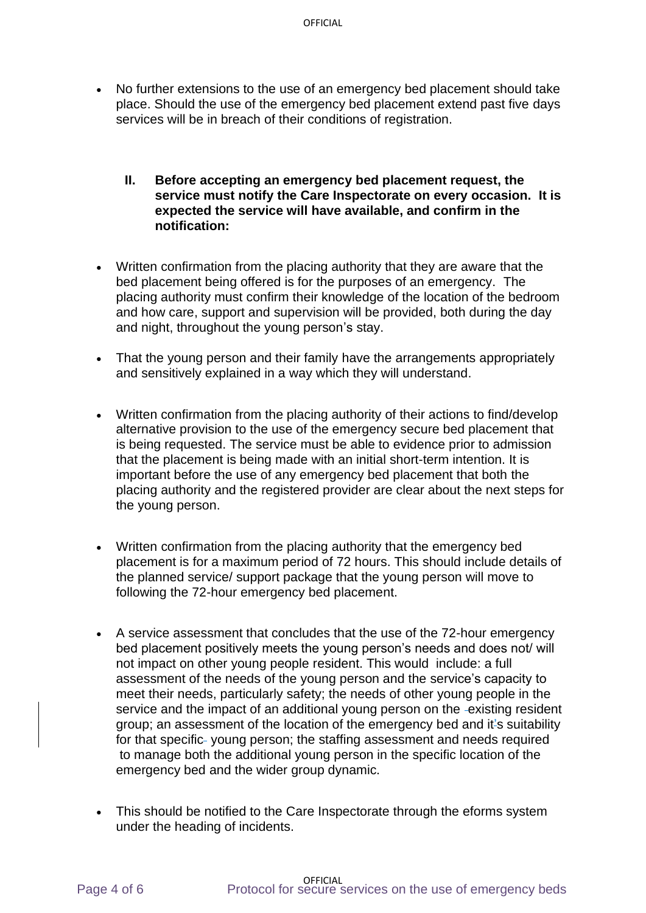- No further extensions to the use of an emergency bed placement should take place. Should the use of the emergency bed placement extend past five days services will be in breach of their conditions of registration.

**II. Before accepting an emergency bed placement request, the service must notify the Care Inspectorate on every occasion. It is expected the service will have available, and confirm in the notification:**

- Written confirmation from the placing authority that they are aware that the bed placement being offered is for the purposes of an emergency. The placing authority must confirm their knowledge of the location of the bedroom and how care, support and supervision will be provided, both during the day and night, throughout the young person's stay.

- That the young person and their family have the arrangements appropriately and sensitively explained in a way which they will understand.

- Written confirmation from the placing authority of their actions to find/develop alternative provision to the use of the emergency secure bed placement that is being requested. The service must be able to evidence prior to admission that the placement is being made with an initial short-term intention. It is important before the use of any emergency bed placement that both the placing authority and the registered provider are clear about the next steps for the young person.

- Written confirmation from the placing authority that the emergency bed placement is for a maximum period of 72 hours. This should include details of the planned service/ support package that the young person will move to following the 72-hour emergency bed placement.

- A service assessment that concludes that the use of the 72-hour emergency bed placement positively meets the young person's needs and does not/ will not impact on other young people resident. This would include: a full assessment of the needs of the young person and the service's capacity to meet their needs, particularly safety; the needs of other young people in the service and the impact of an additional young person on the existing resident group; an assessment of the location of the emergency bed and it's suitability for that specific young person; the staffing assessment and needs required to manage both the additional young person in the specific location of the emergency bed and the wider group dynamic.

- This should be notified to the Care Inspectorate through the eforms system under the heading of incidents.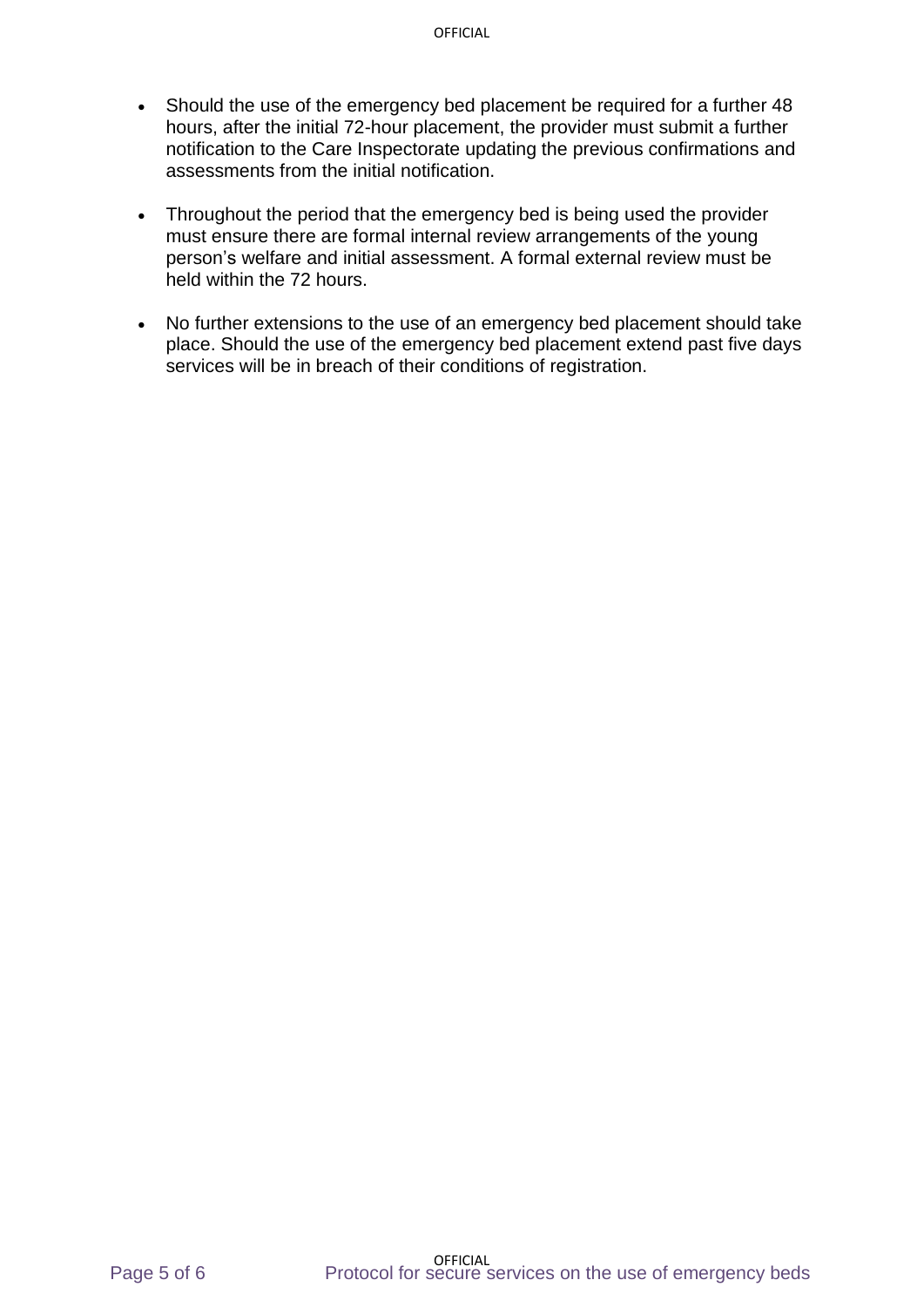- Should the use of the emergency bed placement be required for a further 48 hours, after the initial 72-hour placement, the provider must submit a further notification to the Care Inspectorate updating the previous confirmations and assessments from the initial notification.

- Throughout the period that the emergency bed is being used the provider must ensure there are formal internal review arrangements of the young person's welfare and initial assessment. A formal external review must be held within the 72 hours.

- No further extensions to the use of an emergency bed placement should take place. Should the use of the emergency bed placement extend past five days services will be in breach of their conditions of registration.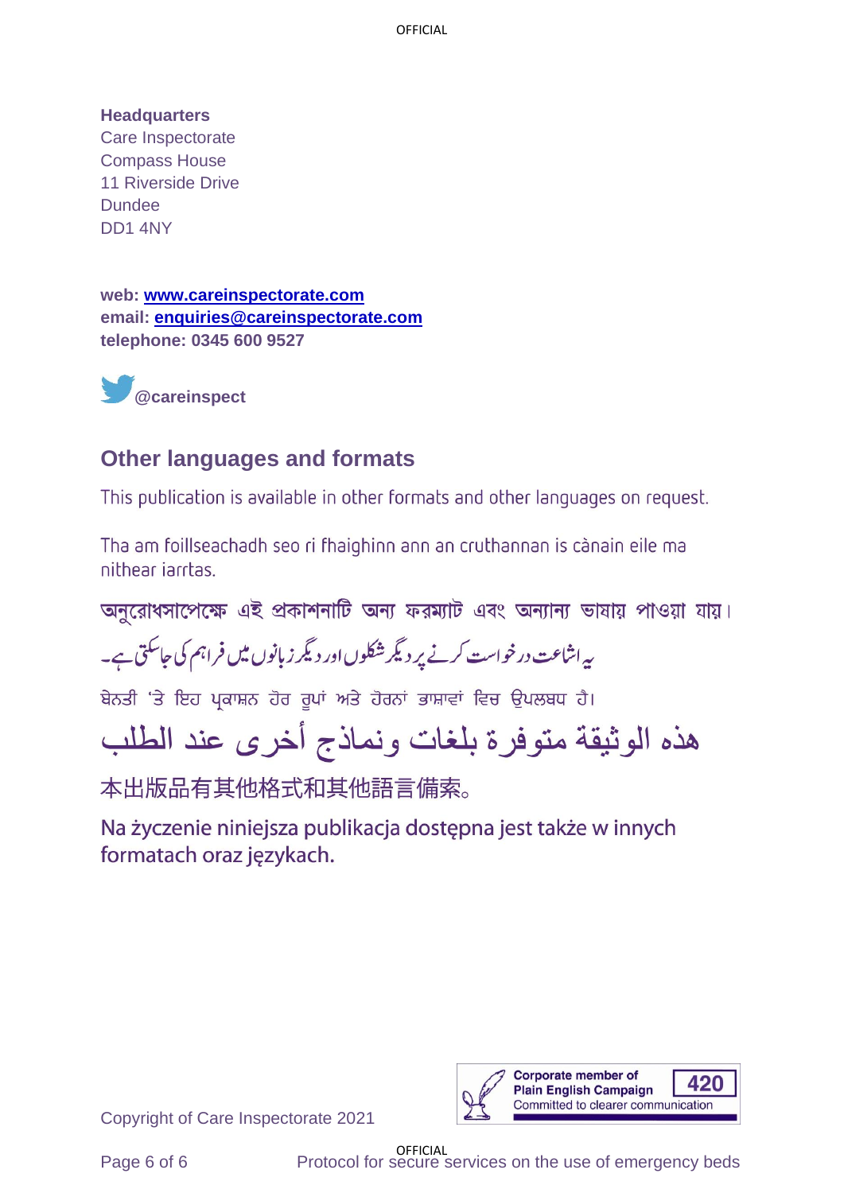**Headquarters**
Care Inspectorate
Compass House
11 Riverside Drive
Dundee
DD1 4NY

**web: www.careinspectorate.com**
**email: enquiries@careinspectorate.com**
**telephone: 0345 600 9527**

**@careinspect**

## Other languages and formats

This publication is available in other formats and other languages on request.

Tha am foillseachadh seo ri fhaighinn ann an cruthannan is cànain eile ma nithear iarrtas.

অনুরোধসাপেক্ষে এই প্রকাশনাটি অন্য ফরম্যাট এবং অন্যান্য ভাষায় পাওয়া যায়।

یہ اشاعت درخواست کرنے پر دیگر شکلوں اور دیگر زبانوں میں فراہم کی جاسکتی ہے۔

ਬੇਨਤੀ 'ਤੇ ਇਹ ਪ੍ਰਕਾਸ਼ਨ ਹੋਰ ਰੂਪਾਂ ਅਤੇ ਹੋਰਨਾਂ ਭਾਸ਼ਾਵਾਂ ਵਿਚ ਉਪਲਬਧ ਹੈ।

هذه الوثيقة متوفرة بلغات ونماذج أخرى عند الطلب

本出版品有其他格式和其他語言備索。

Na życzenie niniejsza publikacja dostępna jest także w innych formatach oraz językach.

Copyright of Care Inspectorate 2021

Corporate member of Plain English Campaign 420
Committed to clearer communication